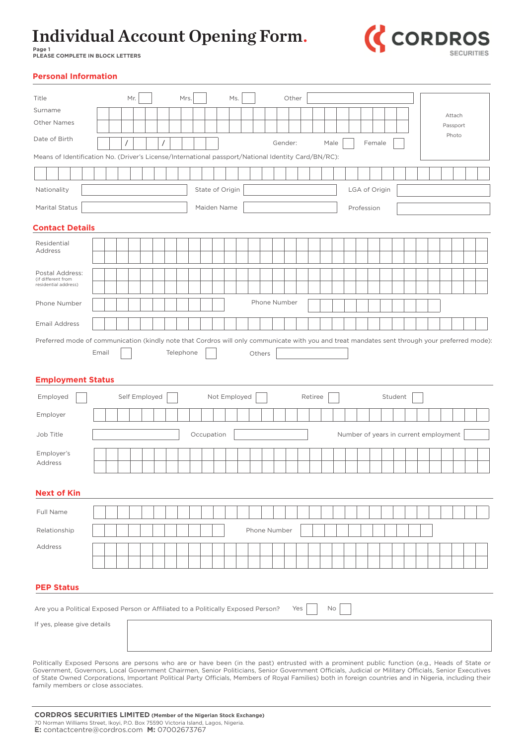# Individual Account Opening Form.

Page 1
PLEASE COMPLETE IN BLOCK LETTERS

CORDROS SECURITIES

## Personal Information

Title Mr. ☐ Mrs. ☐ Ms. ☐ Other ______

Surname ______

Other Names ______

Date of Birth __ / __ / ____ Gender: Male ☐ Female ☐

Attach Passport Photo

Means of Identification No. (Driver's License/International passport/National Identity Card/BN/RC): ______

Nationality ______ State of Origin ______ LGA of Origin ______

Marital Status ______ Maiden Name ______ Profession ______

## Contact Details

Residential Address ______

Postal Address: (if different from residential address) ______

Phone Number ______ Phone Number ______

Email Address ______

Preferred mode of communication (kindly note that Cordros will only communicate with you and treat mandates sent through your preferred mode):

Email ☐ Telephone ☐ Others ______

## Employment Status

Employed ☐ Self Employed ☐ Not Employed ☐ Retiree ☐ Student ☐

Employer ______

Job Title ______ Occupation ______ Number of years in current employment ______

Employer's Address ______

## Next of Kin

Full Name ______

Relationship ______ Phone Number ______

Address ______

## PEP Status

Are you a Political Exposed Person or Affiliated to a Politically Exposed Person? Yes ☐ No ☐

If yes, please give details ______

Politically Exposed Persons are persons who are or have been (in the past) entrusted with a prominent public function (e.g., Heads of State or Government, Governors, Local Government Chairmen, Senior Politicians, Senior Government Officials, Judicial or Military Officials, Senior Executives of State Owned Corporations, Important Political Party Officials, Members of Royal Families) both in foreign countries and in Nigeria, including their family members or close associates.

**CORDROS SECURITIES LIMITED** **(Member of the Nigerian Stock Exchange)**
70 Norman Williams Street, Ikoyi, P.O. Box 75590 Victoria Island, Lagos, Nigeria.
**E:** contactcentre@cordros.com **M:** 07002673767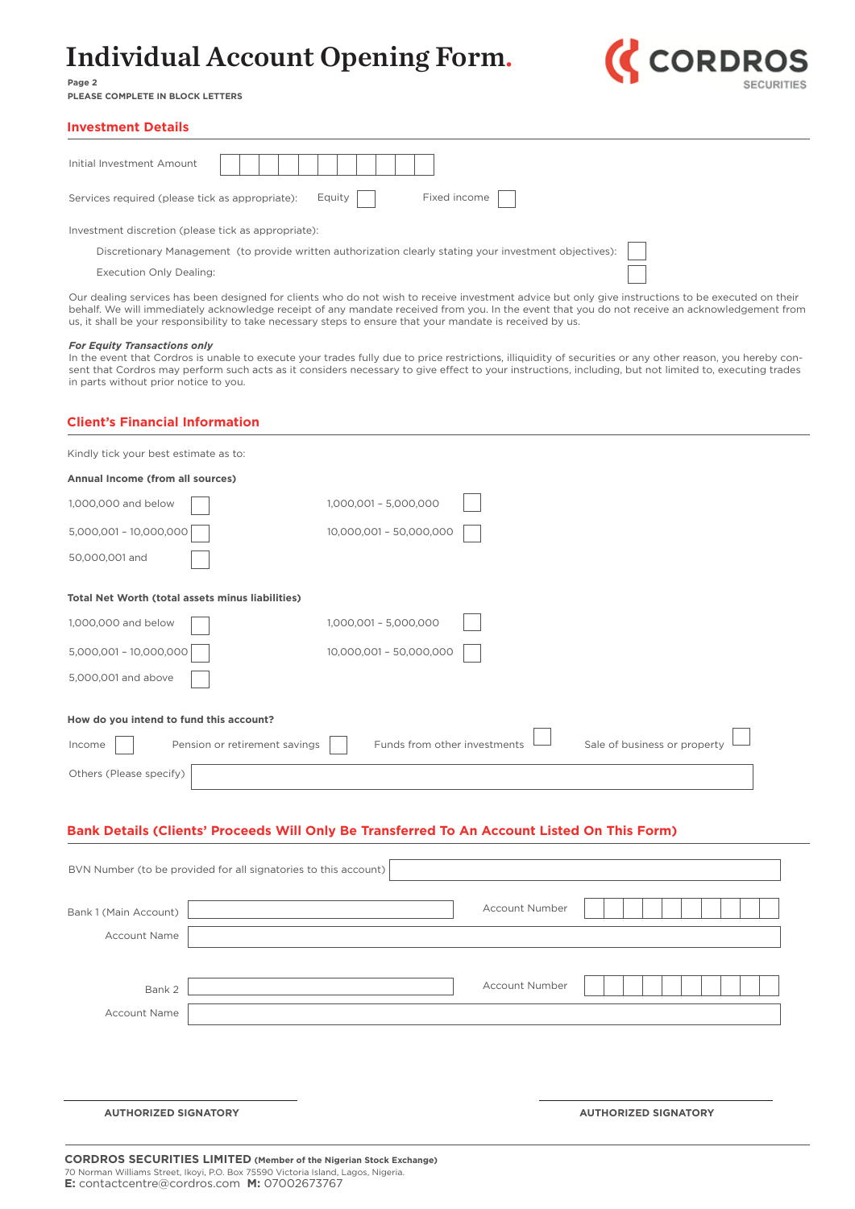# Individual Account Opening Form.

Page 2

PLEASE COMPLETE IN BLOCK LETTERS

CORDROS SECURITIES

## Investment Details

Initial Investment Amount ☐☐☐☐☐☐☐☐☐☐☐

Services required (please tick as appropriate): Equity ☐ Fixed income ☐

Investment discretion (please tick as appropriate):

Discretionary Management (to provide written authorization clearly stating your investment objectives): ☐

Execution Only Dealing: ☐

Our dealing services has been designed for clients who do not wish to receive investment advice but only give instructions to be executed on their behalf. We will immediately acknowledge receipt of any mandate received from you. In the event that you do not receive an acknowledgement from us, it shall be your responsibility to take necessary steps to ensure that your mandate is received by us.

***For Equity Transactions only***

In the event that Cordros is unable to execute your trades fully due to price restrictions, illiquidity of securities or any other reason, you hereby consent that Cordros may perform such acts as it considers necessary to give effect to your instructions, including, but not limited to, executing trades in parts without prior notice to you.

## Client's Financial Information

Kindly tick your best estimate as to:

**Annual Income (from all sources)**

1,000,000 and below ☐ 1,000,001 - 5,000,000 ☐

5,000,001 - 10,000,000 ☐ 10,000,001 - 50,000,000 ☐

50,000,001 and ☐

**Total Net Worth (total assets minus liabilities)**

1,000,000 and below ☐ 1,000,001 - 5,000,000 ☐

5,000,001 - 10,000,000 ☐ 10,000,001 - 50,000,000 ☐

5,000,001 and above ☐

**How do you intend to fund this account?**

Income ☐ Pension or retirement savings ☐ Funds from other investments ☐ Sale of business or property ☐

Others (Please specify) ______________________

## Bank Details (Clients' Proceeds Will Only Be Transferred To An Account Listed On This Form)

BVN Number (to be provided for all signatories to this account) ______________________

Bank 1 (Main Account) ______________________ Account Number ☐☐☐☐☐☐☐☐☐☐

Account Name ______________________

Bank 2 ______________________ Account Number ☐☐☐☐☐☐☐☐☐☐

Account Name ______________________

______________________ ______________________

**AUTHORIZED SIGNATORY** **AUTHORIZED SIGNATORY**

**CORDROS SECURITIES LIMITED** **(Member of the Nigerian Stock Exchange)**

70 Norman Williams Street, Ikoyi, P.O. Box 75590 Victoria Island, Lagos, Nigeria.

**E:** contactcentre@cordros.com **M:** 07002673767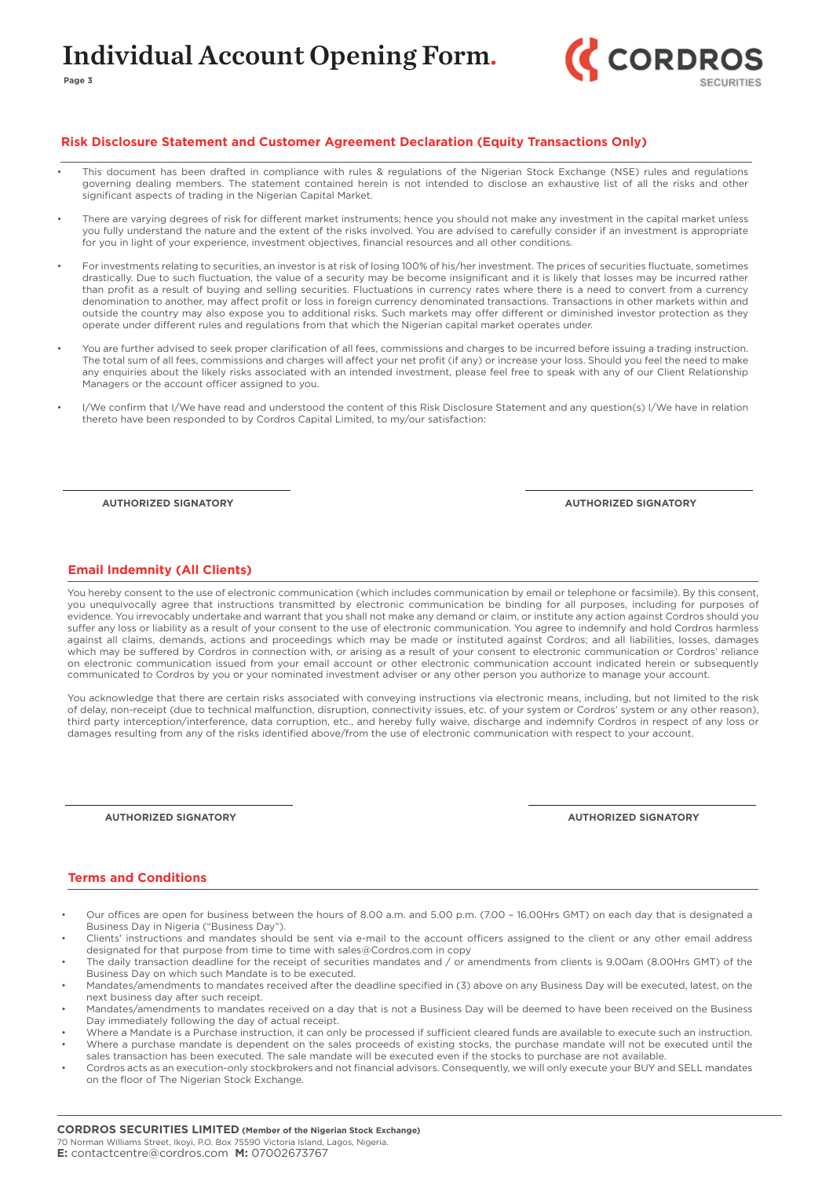# Individual Account Opening Form.

## Risk Disclosure Statement and Customer Agreement Declaration (Equity Transactions Only)

- This document has been drafted in compliance with rules & regulations of the Nigerian Stock Exchange (NSE) rules and regulations governing dealing members. The statement contained herein is not intended to disclose an exhaustive list of all the risks and other significant aspects of trading in the Nigerian Capital Market.
- There are varying degrees of risk for different market instruments; hence you should not make any investment in the capital market unless you fully understand the nature and the extent of the risks involved. You are advised to carefully consider if an investment is appropriate for you in light of your experience, investment objectives, financial resources and all other conditions.
- For investments relating to securities, an investor is at risk of losing 100% of his/her investment. The prices of securities fluctuate, sometimes drastically. Due to such fluctuation, the value of a security may be become insignificant and it is likely that losses may be incurred rather than profit as a result of buying and selling securities. Fluctuations in currency rates where there is a need to convert from a currency denomination to another, may affect profit or loss in foreign currency denominated transactions. Transactions in other markets within and outside the country may also expose you to additional risks. Such markets may offer different or diminished investor protection as they operate under different rules and regulations from that which the Nigerian capital market operates under.
- You are further advised to seek proper clarification of all fees, commissions and charges to be incurred before issuing a trading instruction. The total sum of all fees, commissions and charges will affect your net profit (if any) or increase your loss. Should you feel the need to make any enquiries about the likely risks associated with an intended investment, please feel free to speak with any of our Client Relationship Managers or the account officer assigned to you.
- I/We confirm that I/We have read and understood the content of this Risk Disclosure Statement and any question(s) I/We have in relation thereto have been responded to by Cordros Capital Limited, to my/our satisfaction:

**AUTHORIZED SIGNATORY** **AUTHORIZED SIGNATORY**

## Email Indemnity (All Clients)

You hereby consent to the use of electronic communication (which includes communication by email or telephone or facsimile). By this consent, you unequivocally agree that instructions transmitted by electronic communication be binding for all purposes, including for purposes of evidence. You irrevocably undertake and warrant that you shall not make any demand or claim, or institute any action against Cordros should you suffer any loss or liability as a result of your consent to the use of electronic communication. You agree to indemnify and hold Cordros harmless against all claims, demands, actions and proceedings which may be made or instituted against Cordros; and all liabilities, losses, damages which may be suffered by Cordros in connection with, or arising as a result of your consent to electronic communication or Cordros' reliance on electronic communication issued from your email account or other electronic communication account indicated herein or subsequently communicated to Cordros by you or your nominated investment adviser or any other person you authorize to manage your account.

You acknowledge that there are certain risks associated with conveying instructions via electronic means, including, but not limited to the risk of delay, non-receipt (due to technical malfunction, disruption, connectivity issues, etc. of your system or Cordros' system or any other reason), third party interception/interference, data corruption, etc., and hereby fully waive, discharge and indemnify Cordros in respect of any loss or damages resulting from any of the risks identified above/from the use of electronic communication with respect to your account.

**AUTHORIZED SIGNATORY** **AUTHORIZED SIGNATORY**

## Terms and Conditions

- Our offices are open for business between the hours of 8.00 a.m. and 5.00 p.m. (7.00 – 16.00Hrs GMT) on each day that is designated a Business Day in Nigeria ("Business Day").
- Clients' instructions and mandates should be sent via e-mail to the account officers assigned to the client or any other email address designated for that purpose from time to time with sales@Cordros.com in copy
- The daily transaction deadline for the receipt of securities mandates and / or amendments from clients is 9.00am (8.00Hrs GMT) of the Business Day on which such Mandate is to be executed.
- Mandates/amendments to mandates received after the deadline specified in (3) above on any Business Day will be executed, latest, on the next business day after such receipt.
- Mandates/amendments to mandates received on a day that is not a Business Day will be deemed to have been received on the Business Day immediately following the day of actual receipt.
- Where a Mandate is a Purchase instruction, it can only be processed if sufficient cleared funds are available to execute such an instruction.
- Where a purchase mandate is dependent on the sales proceeds of existing stocks, the purchase mandate will not be executed until the sales transaction has been executed. The sale mandate will be executed even if the stocks to purchase are not available.
- Cordros acts as an execution-only stockbrokers and not financial advisors. Consequently, we will only execute your BUY and SELL mandates on the floor of The Nigerian Stock Exchange.

**CORDROS SECURITIES LIMITED** **(Member of the Nigerian Stock Exchange)**
70 Norman Williams Street, Ikoyi, P.O. Box 75590 Victoria Island, Lagos, Nigeria.
**E:** contactcentre@cordros.com **M:** 07002673767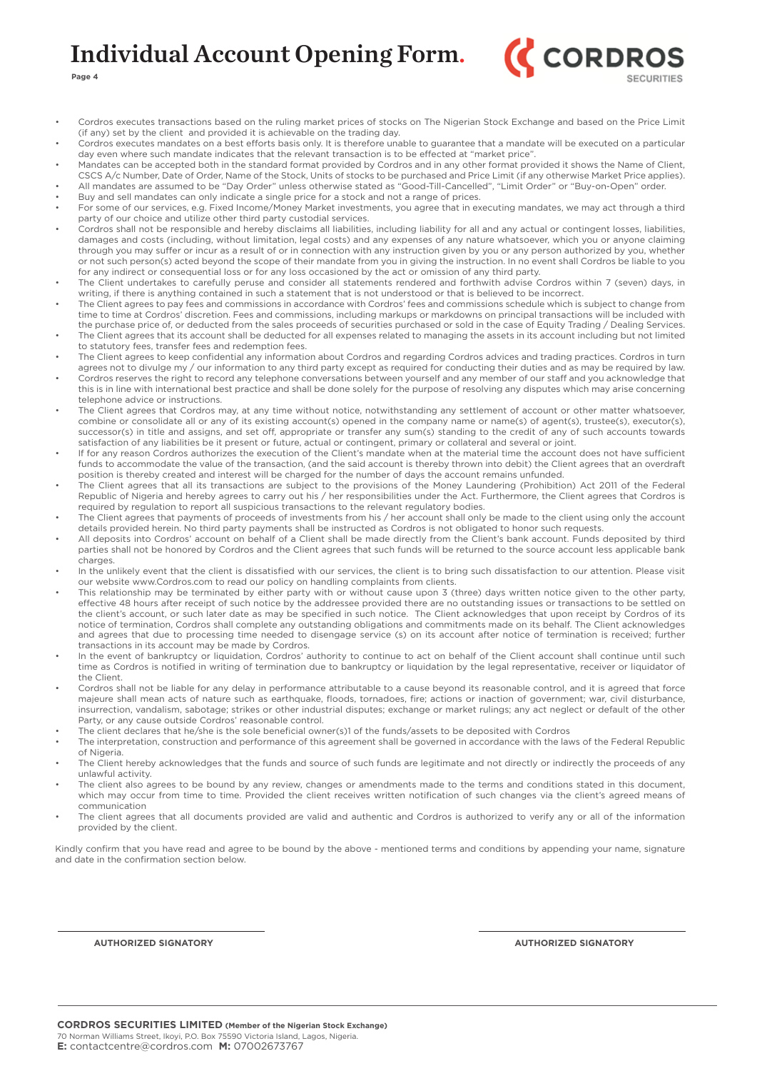- Cordros executes transactions based on the ruling market prices of stocks on The Nigerian Stock Exchange and based on the Price Limit (if any) set by the client and provided it is achievable on the trading day.
- Cordros executes mandates on a best efforts basis only. It is therefore unable to guarantee that a mandate will be executed on a particular day even where such mandate indicates that the relevant transaction is to be effected at "market price".
- Mandates can be accepted both in the standard format provided by Cordros and in any other format provided it shows the Name of Client, CSCS A/c Number, Date of Order, Name of the Stock, Units of stocks to be purchased and Price Limit (if any otherwise Market Price applies).
- All mandates are assumed to be "Day Order" unless otherwise stated as "Good-Till-Cancelled", "Limit Order" or "Buy-on-Open" order.
- Buy and sell mandates can only indicate a single price for a stock and not a range of prices.
- For some of our services, e.g. Fixed Income/Money Market investments, you agree that in executing mandates, we may act through a third party of our choice and utilize other third party custodial services.
- Cordros shall not be responsible and hereby disclaims all liabilities, including liability for all and any actual or contingent losses, liabilities, damages and costs (including, without limitation, legal costs) and any expenses of any nature whatsoever, which you or anyone claiming through you may suffer or incur as a result of or in connection with any instruction given by you or any person authorized by you, whether or not such person(s) acted beyond the scope of their mandate from you in giving the instruction. In no event shall Cordros be liable to you for any indirect or consequential loss or for any loss occasioned by the act or omission of any third party.
- The Client undertakes to carefully peruse and consider all statements rendered and forthwith advise Cordros within 7 (seven) days, in writing, if there is anything contained in such a statement that is not understood or that is believed to be incorrect.
- The Client agrees to pay fees and commissions in accordance with Cordros' fees and commissions schedule which is subject to change from time to time at Cordros' discretion. Fees and commissions, including markups or markdowns on principal transactions will be included with the purchase price of, or deducted from the sales proceeds of securities purchased or sold in the case of Equity Trading / Dealing Services.
- The Client agrees that its account shall be deducted for all expenses related to managing the assets in its account including but not limited to statutory fees, transfer fees and redemption fees.
- The Client agrees to keep confidential any information about Cordros and regarding Cordros advices and trading practices. Cordros in turn agrees not to divulge my / our information to any third party except as required for conducting their duties and as may be required by law.
- Cordros reserves the right to record any telephone conversations between yourself and any member of our staff and you acknowledge that this is in line with international best practice and shall be done solely for the purpose of resolving any disputes which may arise concerning telephone advice or instructions.
- The Client agrees that Cordros may, at any time without notice, notwithstanding any settlement of account or other matter whatsoever, combine or consolidate all or any of its existing account(s) opened in the company name or name(s) of agent(s), trustee(s), executor(s), successor(s) in title and assigns, and set off, appropriate or transfer any sum(s) standing to the credit of any of such accounts towards satisfaction of any liabilities be it present or future, actual or contingent, primary or collateral and several or joint.
- If for any reason Cordros authorizes the execution of the Client's mandate when at the material time the account does not have sufficient funds to accommodate the value of the transaction, (and the said account is thereby thrown into debit) the Client agrees that an overdraft position is thereby created and interest will be charged for the number of days the account remains unfunded.
- The Client agrees that all its transactions are subject to the provisions of the Money Laundering (Prohibition) Act 2011 of the Federal Republic of Nigeria and hereby agrees to carry out his / her responsibilities under the Act. Furthermore, the Client agrees that Cordros is required by regulation to report all suspicious transactions to the relevant regulatory bodies.
- The Client agrees that payments of proceeds of investments from his / her account shall only be made to the client using only the account details provided herein. No third party payments shall be instructed as Cordros is not obligated to honor such requests.
- All deposits into Cordros' account on behalf of a Client shall be made directly from the Client's bank account. Funds deposited by third parties shall not be honored by Cordros and the Client agrees that such funds will be returned to the source account less applicable bank charges.
- In the unlikely event that the client is dissatisfied with our services, the client is to bring such dissatisfaction to our attention. Please visit our website www.Cordros.com to read our policy on handling complaints from clients.
- This relationship may be terminated by either party with or without cause upon 3 (three) days written notice given to the other party, effective 48 hours after receipt of such notice by the addressee provided there are no outstanding issues or transactions to be settled on the client's account, or such later date as may be specified in such notice. The Client acknowledges that upon receipt by Cordros of its notice of termination, Cordros shall complete any outstanding obligations and commitments made on its behalf. The Client acknowledges and agrees that due to processing time needed to disengage service (s) on its account after notice of termination is received; further transactions in its account may be made by Cordros.
- In the event of bankruptcy or liquidation, Cordros' authority to continue to act on behalf of the Client account shall continue until such time as Cordros is notified in writing of termination due to bankruptcy or liquidation by the legal representative, receiver or liquidator of the Client.
- Cordros shall not be liable for any delay in performance attributable to a cause beyond its reasonable control, and it is agreed that force majeure shall mean acts of nature such as earthquake, floods, tornadoes, fire; actions or inaction of government; war, civil disturbance, insurrection, vandalism, sabotage; strikes or other industrial disputes; exchange or market rulings; any act neglect or default of the other Party, or any cause outside Cordros' reasonable control.
- The client declares that he/she is the sole beneficial owner(s)1 of the funds/assets to be deposited with Cordros
- The interpretation, construction and performance of this agreement shall be governed in accordance with the laws of the Federal Republic of Nigeria.
- The Client hereby acknowledges that the funds and source of such funds are legitimate and not directly or indirectly the proceeds of any unlawful activity.
- The client also agrees to be bound by any review, changes or amendments made to the terms and conditions stated in this document, which may occur from time to time. Provided the client receives written notification of such changes via the client's agreed means of communication
- The client agrees that all documents provided are valid and authentic and Cordros is authorized to verify any or all of the information provided by the client.

Kindly confirm that you have read and agree to be bound by the above - mentioned terms and conditions by appending your name, signature and date in the confirmation section below.

**AUTHORIZED SIGNATORY** **AUTHORIZED SIGNATORY**

**CORDROS SECURITIES LIMITED (Member of the Nigerian Stock Exchange)**
70 Norman Williams Street, Ikoyi, P.O. Box 75590 Victoria Island, Lagos, Nigeria.
**E:** contactcentre@cordros.com **M:** 07002673767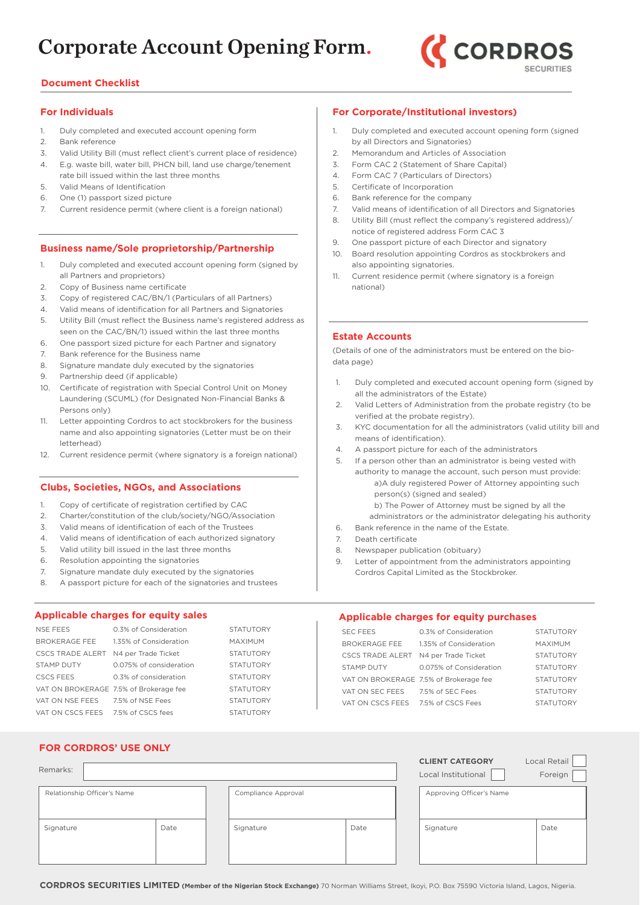# Corporate Account Opening Form.

CORDROS SECURITIES

## Document Checklist

### For Individuals

1. Duly completed and executed account opening form
2. Bank reference
3. Valid Utility Bill (must reflect client's current place of residence)
4. E.g. waste bill, water bill, PHCN bill, land use charge/tenement rate bill issued within the last three months
5. Valid Means of Identification
6. One (1) passport sized picture
7. Current residence permit (where client is a foreign national)

### Business name/Sole proprietorship/Partnership

1. Duly completed and executed account opening form (signed by all Partners and proprietors)
2. Copy of Business name certificate
3. Copy of registered CAC/BN/1 (Particulars of all Partners)
4. Valid means of identification for all Partners and Signatories
5. Utility Bill (must reflect the Business name's registered address as seen on the CAC/BN/1) issued within the last three months
6. One passport sized picture for each Partner and signatory
7. Bank reference for the Business name
8. Signature mandate duly executed by the signatories
9. Partnership deed (if applicable)
10. Certificate of registration with Special Control Unit on Money Laundering (SCUML) (for Designated Non-Financial Banks & Persons only)
11. Letter appointing Cordros to act stockbrokers for the business name and also appointing signatories (Letter must be on their letterhead)
12. Current residence permit (where signatory is a foreign national)

### Clubs, Societies, NGOs, and Associations

1. Copy of certificate of registration certified by CAC
2. Charter/constitution of the club/society/NGO/Association
3. Valid means of identification of each of the Trustees
4. Valid means of identification of each authorized signatory
5. Valid utility bill issued in the last three months
6. Resolution appointing the signatories
7. Signature mandate duly executed by the signatories
8. A passport picture for each of the signatories and trustees

### For Corporate/Institutional investors)

1. Duly completed and executed account opening form (signed by all Directors and Signatories)
2. Memorandum and Articles of Association
3. Form CAC 2 (Statement of Share Capital)
4. Form CAC 7 (Particulars of Directors)
5. Certificate of Incorporation
6. Bank reference for the company
7. Valid means of identification of all Directors and Signatories
8. Utility Bill (must reflect the company's registered address)/ notice of registered address Form CAC 3
9. One passport picture of each Director and signatory
10. Board resolution appointing Cordros as stockbrokers and also appointing signatories.
11. Current residence permit (where signatory is a foreign national)

### Estate Accounts

(Details of one of the administrators must be entered on the bio-data page)

1. Duly completed and executed account opening form (signed by all the administrators of the Estate)
2. Valid Letters of Administration from the probate registry (to be verified at the probate registry).
3. KYC documentation for all the administrators (valid utility bill and means of identification).
4. A passport picture for each of the administrators
5. If a person other than an administrator is being vested with authority to manage the account, such person must provide:
   a)A duly registered Power of Attorney appointing such person(s) (signed and sealed)
   b) The Power of Attorney must be signed by all the administrators or the administrator delegating his authority
6. Bank reference in the name of the Estate.
7. Death certificate
8. Newspaper publication (obituary)
9. Letter of appointment from the administrators appointing Cordros Capital Limited as the Stockbroker.

### Applicable charges for equity sales

| | | |
|---|---|---|
| NSE FEES | 0.3% of Consideration | STATUTORY |
| BROKERAGE FEE | 1.35% of Consideration | MAXIMUM |
| CSCS TRADE ALERT | N4 per Trade Ticket | STATUTORY |
| STAMP DUTY | 0.075% of consideration | STATUTORY |
| CSCS FEES | 0.3% of consideration | STATUTORY |
| VAT ON BROKERAGE | 7.5% of Brokerage fee | STATUTORY |
| VAT ON NSE FEES | 7.5% of NSE Fees | STATUTORY |
| VAT ON CSCS FEES | 7.5% of CSCS fees | STATUTORY |

### Applicable charges for equity purchases

| | | |
|---|---|---|
| SEC FEES | 0.3% of Consideration | STATUTORY |
| BROKERAGE FEE | 1.35% of Consideration | MAXIMUM |
| CSCS TRADE ALERT | N4 per Trade Ticket | STATUTORY |
| STAMP DUTY | 0.075% of Consideration | STATUTORY |
| VAT ON BROKERAGE | 7.5% of Brokerage fee | STATUTORY |
| VAT ON SEC FEES | 7.5% of SEC Fees | STATUTORY |
| VAT ON CSCS FEES | 7.5% of CSCS Fees | STATUTORY |

### FOR CORDROS' USE ONLY

Remarks:

**CLIENT CATEGORY** Local Retail ☐ Local Institutional ☐ Foreign ☐

| Relationship Officer's Name | | Compliance Approval | | Approving Officer's Name | |
|---|---|---|---|---|---|
| Signature | Date | Signature | Date | Signature | Date |

**CORDROS SECURITIES LIMITED** **(Member of the Nigerian Stock Exchange)** 70 Norman Williams Street, Ikoyi, P.O. Box 75590 Victoria Island, Lagos, Nigeria.